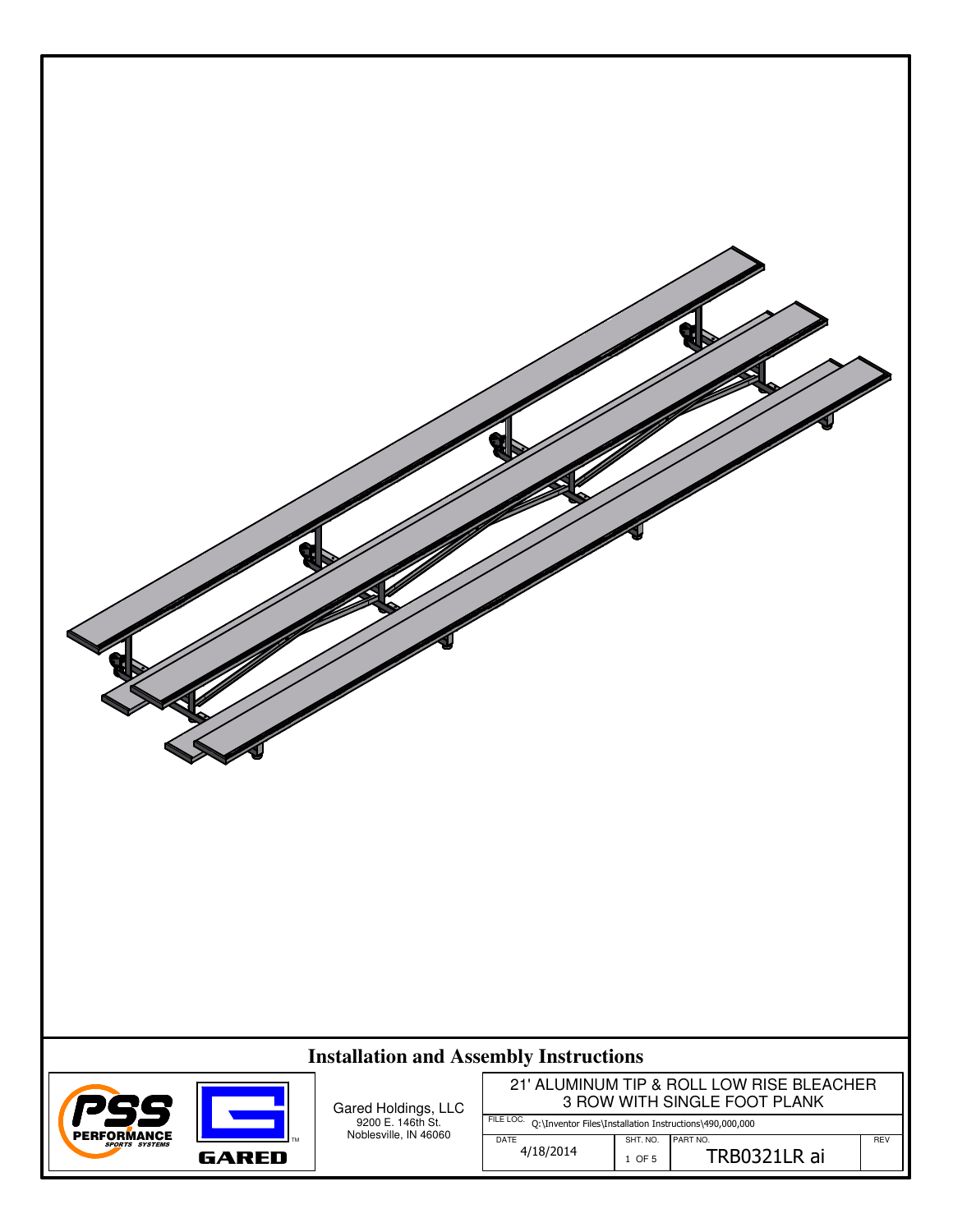# Installation and Assembly Instructions

PSS PERFORMANCE SPORTS SYSTEMS

GARED

Gared Holdings, LLC
9200 E. 146th St.
Noblesville, IN 46060

| 21' ALUMINUM TIP & ROLL LOW RISE BLEACHER 3 ROW WITH SINGLE FOOT PLANK | | | |
|---|---|---|---|
| FILE LOC. Q:\Inventor Files\Installation Instructions\490,000,000 | | | |
| DATE 4/18/2014 | SHT. NO. 1 OF 5 | PART NO. TRB0321LR ai | REV |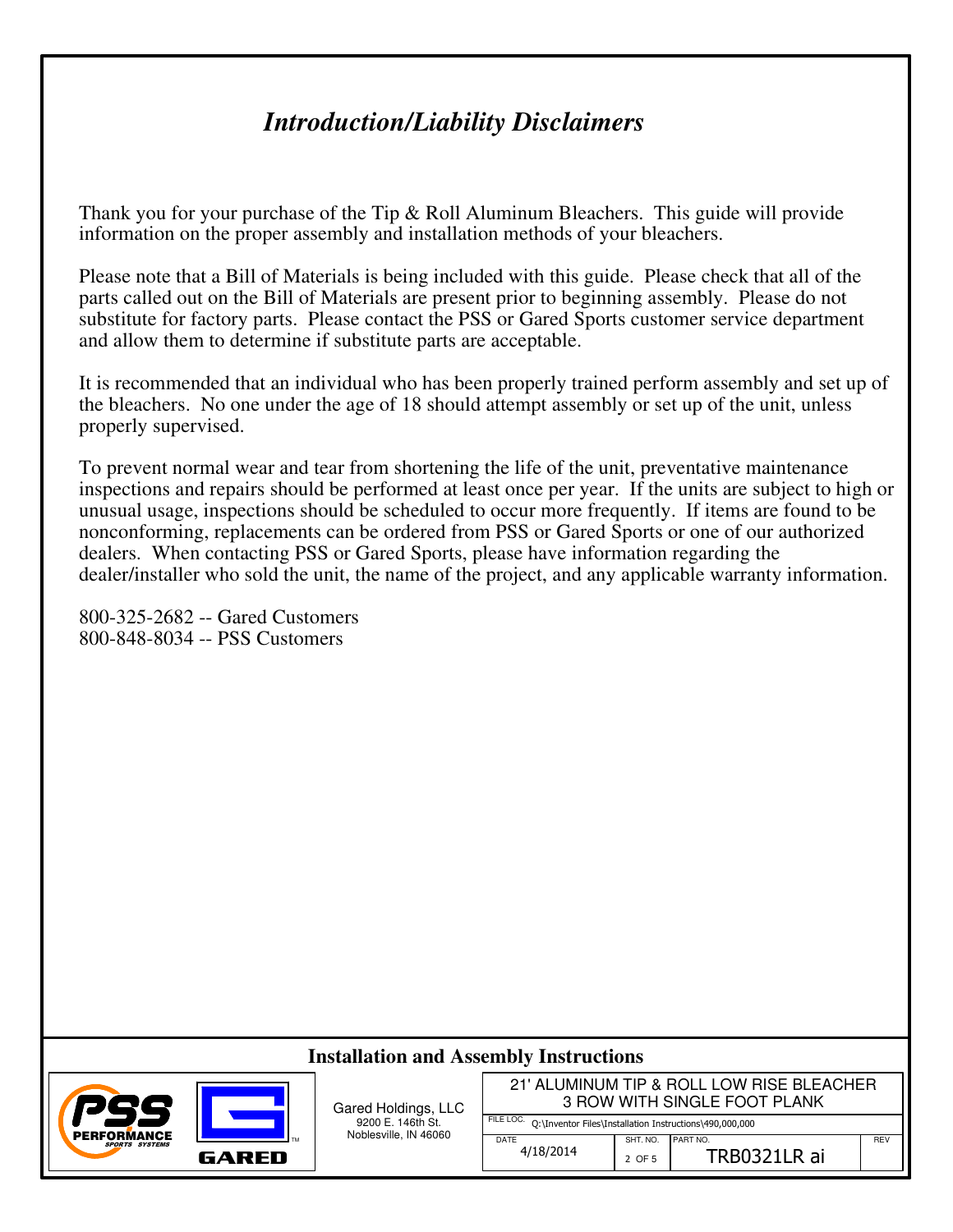# *Introduction/Liability Disclaimers*

Thank you for your purchase of the Tip & Roll Aluminum Bleachers. This guide will provide information on the proper assembly and installation methods of your bleachers.

Please note that a Bill of Materials is being included with this guide. Please check that all of the parts called out on the Bill of Materials are present prior to beginning assembly. Please do not substitute for factory parts. Please contact the PSS or Gared Sports customer service department and allow them to determine if substitute parts are acceptable.

It is recommended that an individual who has been properly trained perform assembly and set up of the bleachers. No one under the age of 18 should attempt assembly or set up of the unit, unless properly supervised.

To prevent normal wear and tear from shortening the life of the unit, preventative maintenance inspections and repairs should be performed at least once per year. If the units are subject to high or unusual usage, inspections should be scheduled to occur more frequently. If items are found to be nonconforming, replacements can be ordered from PSS or Gared Sports or one of our authorized dealers. When contacting PSS or Gared Sports, please have information regarding the dealer/installer who sold the unit, the name of the project, and any applicable warranty information.

800-325-2682 -- Gared Customers
800-848-8034 -- PSS Customers

**Installation and Assembly Instructions**

Gared Holdings, LLC
9200 E. 146th St.
Noblesville, IN 46060

| 21' ALUMINUM TIP & ROLL LOW RISE BLEACHER 3 ROW WITH SINGLE FOOT PLANK | | | |
|---|---|---|---|
| FILE LOC. Q:\Inventor Files\Installation Instructions\490,000,000 | | | |
| DATE | SHT. NO. | PART NO. | REV |
| 4/18/2014 | 2 OF 5 | TRB0321LR ai | |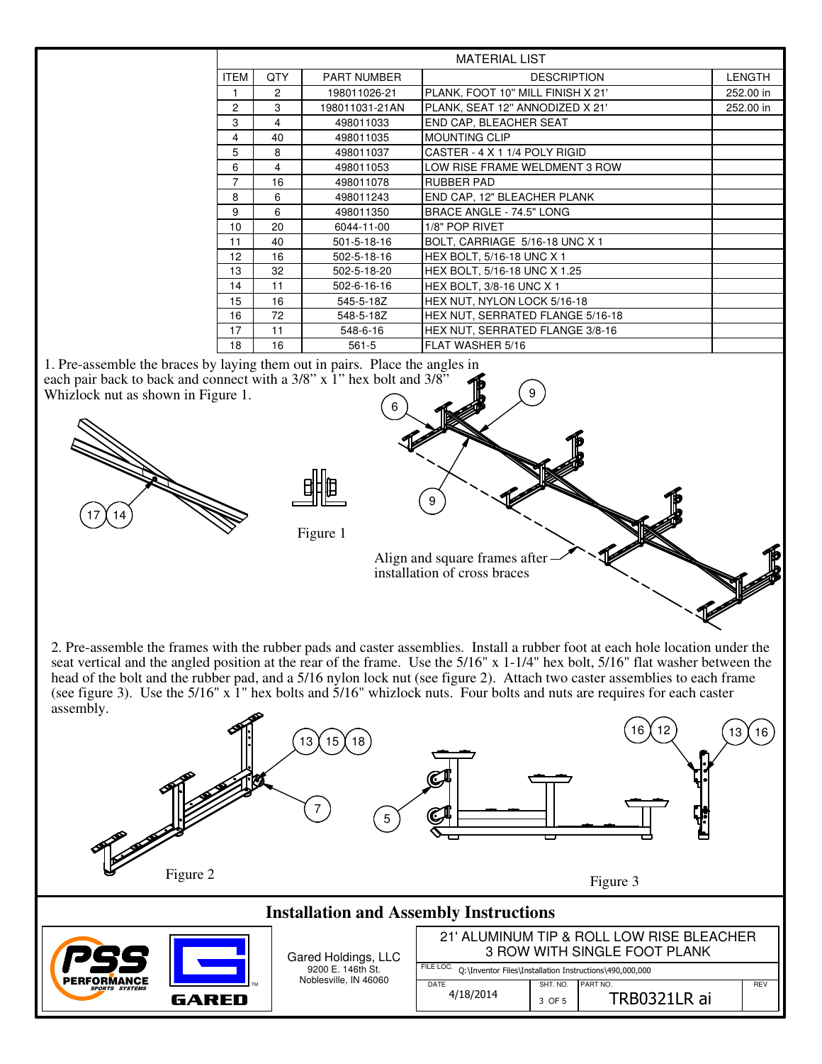## MATERIAL LIST

| ITEM | QTY | PART NUMBER | DESCRIPTION | LENGTH |
|---|---|---|---|---|
| 1 | 2 | 198011026-21 | PLANK, FOOT 10" MILL FINISH X 21' | 252.00 in |
| 2 | 3 | 198011031-21AN | PLANK, SEAT 12" ANNODIZED X 21' | 252.00 in |
| 3 | 4 | 498011033 | END CAP, BLEACHER SEAT | |
| 4 | 40 | 498011035 | MOUNTING CLIP | |
| 5 | 8 | 498011037 | CASTER - 4 X 1 1/4 POLY RIGID | |
| 6 | 4 | 498011053 | LOW RISE FRAME WELDMENT 3 ROW | |
| 7 | 16 | 498011078 | RUBBER PAD | |
| 8 | 6 | 498011243 | END CAP, 12" BLEACHER PLANK | |
| 9 | 6 | 498011350 | BRACE ANGLE - 74.5" LONG | |
| 10 | 20 | 6044-11-00 | 1/8" POP RIVET | |
| 11 | 40 | 501-5-18-16 | BOLT, CARRIAGE 5/16-18 UNC X 1 | |
| 12 | 16 | 502-5-18-16 | HEX BOLT, 5/16-18 UNC X 1 | |
| 13 | 32 | 502-5-18-20 | HEX BOLT, 5/16-18 UNC X 1.25 | |
| 14 | 11 | 502-6-16-16 | HEX BOLT, 3/8-16 UNC X 1 | |
| 15 | 16 | 545-5-18Z | HEX NUT, NYLON LOCK 5/16-18 | |
| 16 | 72 | 548-5-18Z | HEX NUT, SERRATED FLANGE 5/16-18 | |
| 17 | 11 | 548-6-16 | HEX NUT, SERRATED FLANGE 3/8-16 | |
| 18 | 16 | 561-5 | FLAT WASHER 5/16 | |

1. Pre-assemble the braces by laying them out in pairs. Place the angles in each pair back to back and connect with a 3/8" x 1" hex bolt and 3/8" Whizlock nut as shown in Figure 1.

Figure 1

Align and square frames after installation of cross braces

2. Pre-assemble the frames with the rubber pads and caster assemblies. Install a rubber foot at each hole location under the seat vertical and the angled position at the rear of the frame. Use the 5/16" x 1-1/4" hex bolt, 5/16" flat washer between the head of the bolt and the rubber pad, and a 5/16 nylon lock nut (see figure 2). Attach two caster assemblies to each frame (see figure 3). Use the 5/16" x 1" hex bolts and 5/16" whizlock nuts. Four bolts and nuts are requires for each caster assembly.

Figure 2

Figure 3

## Installation and Assembly Instructions

Gared Holdings, LLC
9200 E. 146th St.
Noblesville, IN 46060

| 21' ALUMINUM TIP & ROLL LOW RISE BLEACHER 3 ROW WITH SINGLE FOOT PLANK | | | |
|---|---|---|---|
| FILE LOC. Q:\Inventor Files\Installation Instructions\490,000,000 | | | |
| DATE 4/18/2014 | SHT. NO. 3 OF 5 | PART NO. TRB0321LR ai | REV |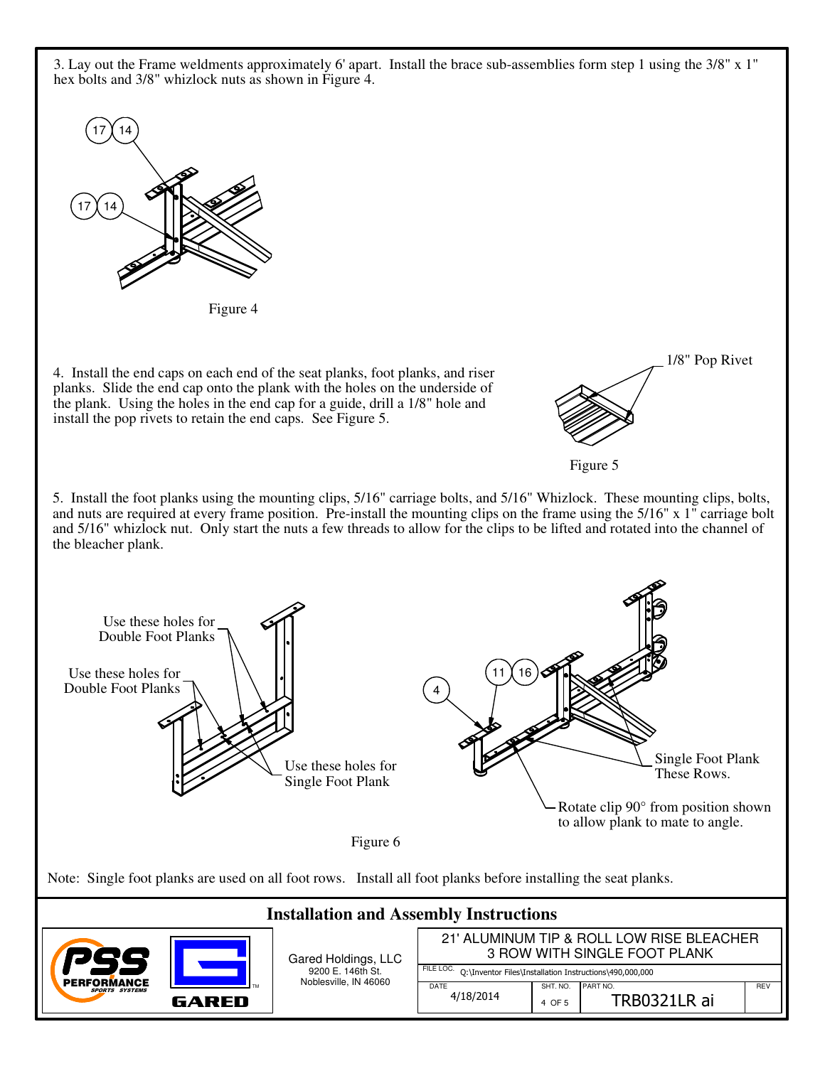3. Lay out the Frame weldments approximately 6' apart. Install the brace sub-assemblies form step 1 using the 3/8" x 1" hex bolts and 3/8" whizlock nuts as shown in Figure 4.

17 14

17 14

Figure 4

4. Install the end caps on each end of the seat planks, foot planks, and riser planks. Slide the end cap onto the plank with the holes on the underside of the plank. Using the holes in the end cap for a guide, drill a 1/8" hole and install the pop rivets to retain the end caps. See Figure 5.

1/8" Pop Rivet

Figure 5

5. Install the foot planks using the mounting clips, 5/16" carriage bolts, and 5/16" Whizlock. These mounting clips, bolts, and nuts are required at every frame position. Pre-install the mounting clips on the frame using the 5/16" x 1" carriage bolt and 5/16" whizlock nut. Only start the nuts a few threads to allow for the clips to be lifted and rotated into the channel of the bleacher plank.

Use these holes for Double Foot Planks

Use these holes for Double Foot Planks

Use these holes for Single Foot Plank

4

11 16

Single Foot Plank These Rows.

Rotate clip 90° from position shown to allow plank to mate to angle.

Figure 6

Note: Single foot planks are used on all foot rows. Install all foot planks before installing the seat planks.

## Installation and Assembly Instructions

PSS PERFORMANCE SPORTS SYSTEMS

GARED

Gared Holdings, LLC
9200 E. 146th St.
Noblesville, IN 46060

| 21' ALUMINUM TIP & ROLL LOW RISE BLEACHER 3 ROW WITH SINGLE FOOT PLANK | | | |
|---|---|---|---|
| FILE LOC. Q:\Inventor Files\Installation Instructions\490,000,000 | | | |
| DATE 4/18/2014 | SHT. NO. 4 OF 5 | PART NO. TRB0321LR ai | REV |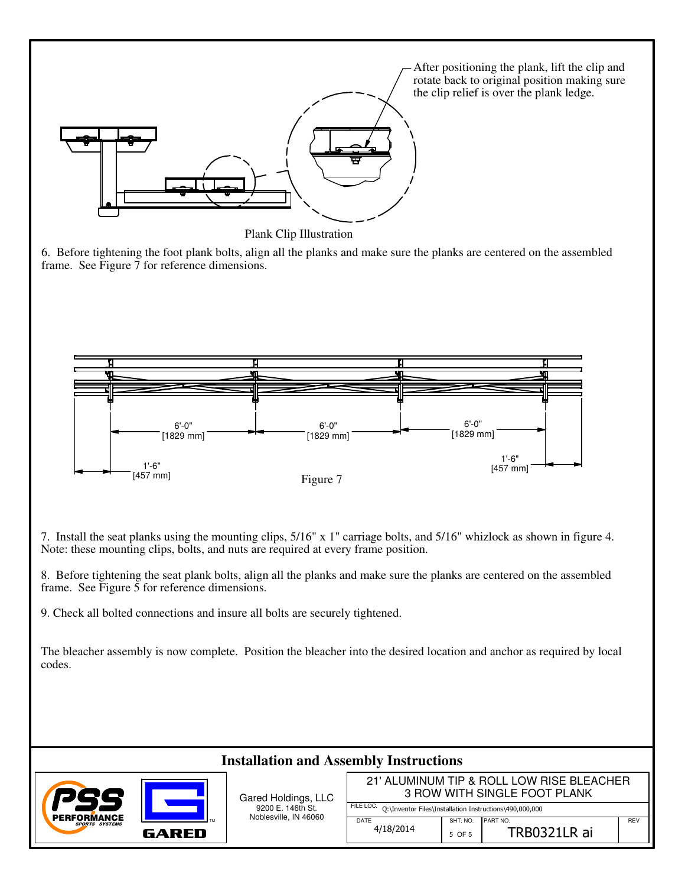After positioning the plank, lift the clip and rotate back to original position making sure the clip relief is over the plank ledge.

Plank Clip Illustration

6. Before tightening the foot plank bolts, align all the planks and make sure the planks are centered on the assembled frame. See Figure 7 for reference dimensions.

6'-0" [1829 mm]

6'-0" [1829 mm]

6'-0" [1829 mm]

1'-6" [457 mm]

1'-6" [457 mm]

Figure 7

7. Install the seat planks using the mounting clips, 5/16" x 1" carriage bolts, and 5/16" whizlock as shown in figure 4. Note: these mounting clips, bolts, and nuts are required at every frame position.

8. Before tightening the seat plank bolts, align all the planks and make sure the planks are centered on the assembled frame. See Figure 5 for reference dimensions.

9. Check all bolted connections and insure all bolts are securely tightened.

The bleacher assembly is now complete. Position the bleacher into the desired location and anchor as required by local codes.

**Installation and Assembly Instructions**

Gared Holdings, LLC
9200 E. 146th St.
Noblesville, IN 46060

| | | | |
|---|---|---|---|
| 21' ALUMINUM TIP & ROLL LOW RISE BLEACHER 3 ROW WITH SINGLE FOOT PLANK | | | |
| FILE LOC. Q:\Inventor Files\Installation Instructions\490,000,000 | | | |
| DATE 4/18/2014 | SHT. NO. 5 OF 5 | PART NO. TRB0321LR ai | REV |